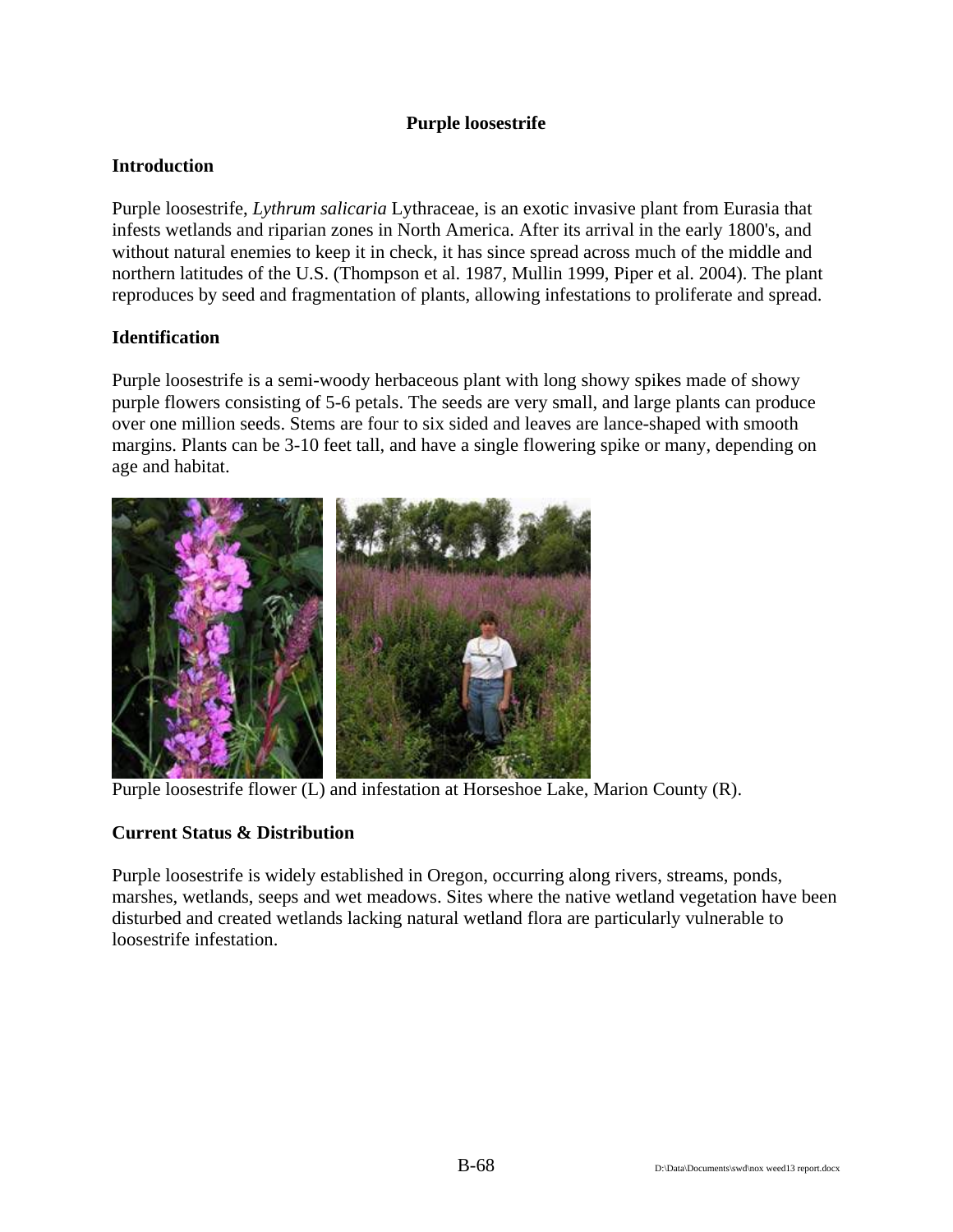# Purple loosestrife

## Introduction

Purple loosestrife, *Lythrum salicaria* Lythraceae, is an exotic invasive plant from Eurasia that infests wetlands and riparian zones in North America. After its arrival in the early 1800's, and without natural enemies to keep it in check, it has since spread across much of the middle and northern latitudes of the U.S. (Thompson et al. 1987, Mullin 1999, Piper et al. 2004). The plant reproduces by seed and fragmentation of plants, allowing infestations to proliferate and spread.

## Identification

Purple loosestrife is a semi-woody herbaceous plant with long showy spikes made of showy purple flowers consisting of 5-6 petals. The seeds are very small, and large plants can produce over one million seeds. Stems are four to six sided and leaves are lance-shaped with smooth margins. Plants can be 3-10 feet tall, and have a single flowering spike or many, depending on age and habitat.

Purple loosestrife flower (L) and infestation at Horseshoe Lake, Marion County (R).

## Current Status & Distribution

Purple loosestrife is widely established in Oregon, occurring along rivers, streams, ponds, marshes, wetlands, seeps and wet meadows. Sites where the native wetland vegetation have been disturbed and created wetlands lacking natural wetland flora are particularly vulnerable to loosestrife infestation.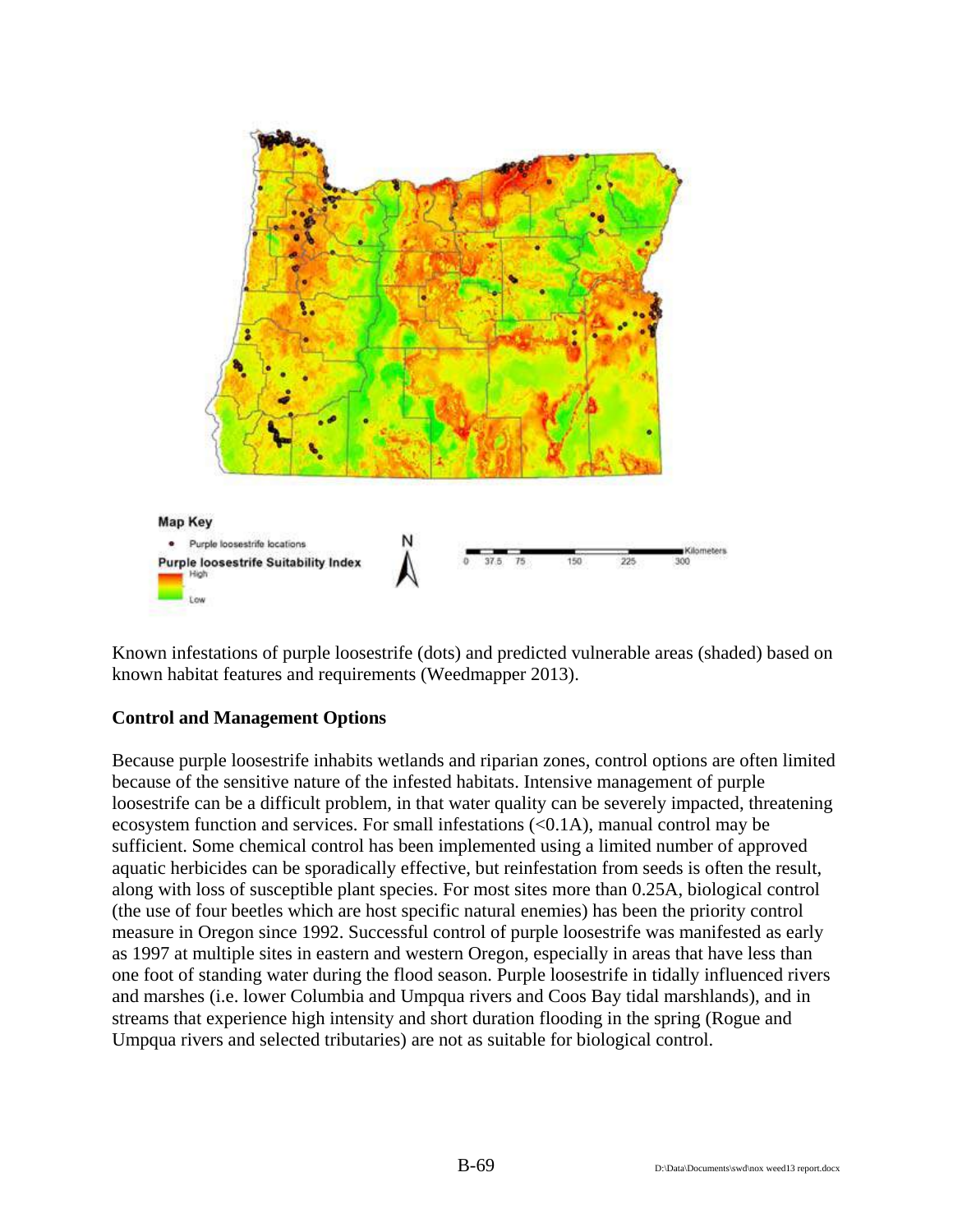Map Key

- Purple loosestrife locations

Purple loosestrife Suitability Index
High
Low

N

0 37.5 75 150 225 300 Kilometers

Known infestations of purple loosestrife (dots) and predicted vulnerable areas (shaded) based on known habitat features and requirements (Weedmapper 2013).

**Control and Management Options**

Because purple loosestrife inhabits wetlands and riparian zones, control options are often limited because of the sensitive nature of the infested habitats. Intensive management of purple loosestrife can be a difficult problem, in that water quality can be severely impacted, threatening ecosystem function and services. For small infestations (<0.1A), manual control may be sufficient. Some chemical control has been implemented using a limited number of approved aquatic herbicides can be sporadically effective, but reinfestation from seeds is often the result, along with loss of susceptible plant species. For most sites more than 0.25A, biological control (the use of four beetles which are host specific natural enemies) has been the priority control measure in Oregon since 1992. Successful control of purple loosestrife was manifested as early as 1997 at multiple sites in eastern and western Oregon, especially in areas that have less than one foot of standing water during the flood season. Purple loosestrife in tidally influenced rivers and marshes (i.e. lower Columbia and Umpqua rivers and Coos Bay tidal marshlands), and in streams that experience high intensity and short duration flooding in the spring (Rogue and Umpqua rivers and selected tributaries) are not as suitable for biological control.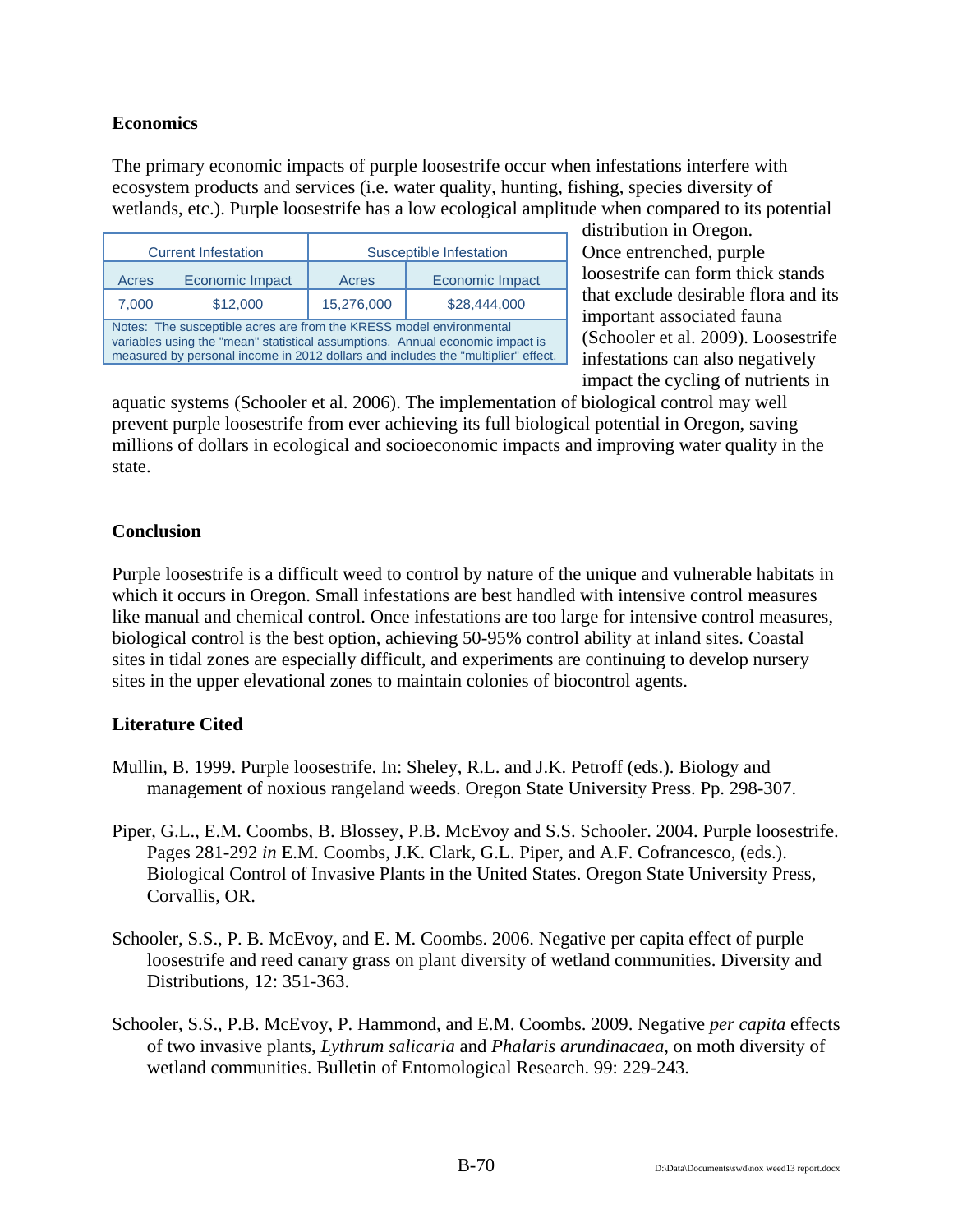## Economics

The primary economic impacts of purple loosestrife occur when infestations interfere with ecosystem products and services (i.e. water quality, hunting, fishing, species diversity of wetlands, etc.). Purple loosestrife has a low ecological amplitude when compared to its potential distribution in Oregon. Once entrenched, purple loosestrife can form thick stands that exclude desirable flora and its important associated fauna (Schooler et al. 2009). Loosestrife infestations can also negatively impact the cycling of nutrients in aquatic systems (Schooler et al. 2006). The implementation of biological control may well prevent purple loosestrife from ever achieving its full biological potential in Oregon, saving millions of dollars in ecological and socioeconomic impacts and improving water quality in the state.

| Current Infestation | | Susceptible Infestation | |
|---|---|---|---|
| Acres | Economic Impact | Acres | Economic Impact |
| 7,000 | $12,000 | 15,276,000 | $28,444,000 |

Notes: The susceptible acres are from the KRESS model environmental variables using the "mean" statistical assumptions. Annual economic impact is measured by personal income in 2012 dollars and includes the "multiplier" effect.

## Conclusion

Purple loosestrife is a difficult weed to control by nature of the unique and vulnerable habitats in which it occurs in Oregon. Small infestations are best handled with intensive control measures like manual and chemical control. Once infestations are too large for intensive control measures, biological control is the best option, achieving 50-95% control ability at inland sites. Coastal sites in tidal zones are especially difficult, and experiments are continuing to develop nursery sites in the upper elevational zones to maintain colonies of biocontrol agents.

## Literature Cited

Mullin, B. 1999. Purple loosestrife. In: Sheley, R.L. and J.K. Petroff (eds.). Biology and management of noxious rangeland weeds. Oregon State University Press. Pp. 298-307.

Piper, G.L., E.M. Coombs, B. Blossey, P.B. McEvoy and S.S. Schooler. 2004. Purple loosestrife. Pages 281-292 *in* E.M. Coombs, J.K. Clark, G.L. Piper, and A.F. Cofrancesco, (eds.). Biological Control of Invasive Plants in the United States. Oregon State University Press, Corvallis, OR.

Schooler, S.S., P. B. McEvoy, and E. M. Coombs. 2006. Negative per capita effect of purple loosestrife and reed canary grass on plant diversity of wetland communities. Diversity and Distributions, 12: 351-363.

Schooler, S.S., P.B. McEvoy, P. Hammond, and E.M. Coombs. 2009. Negative *per capita* effects of two invasive plants, *Lythrum salicaria* and *Phalaris arundinacaea*, on moth diversity of wetland communities. Bulletin of Entomological Research. 99: 229-243.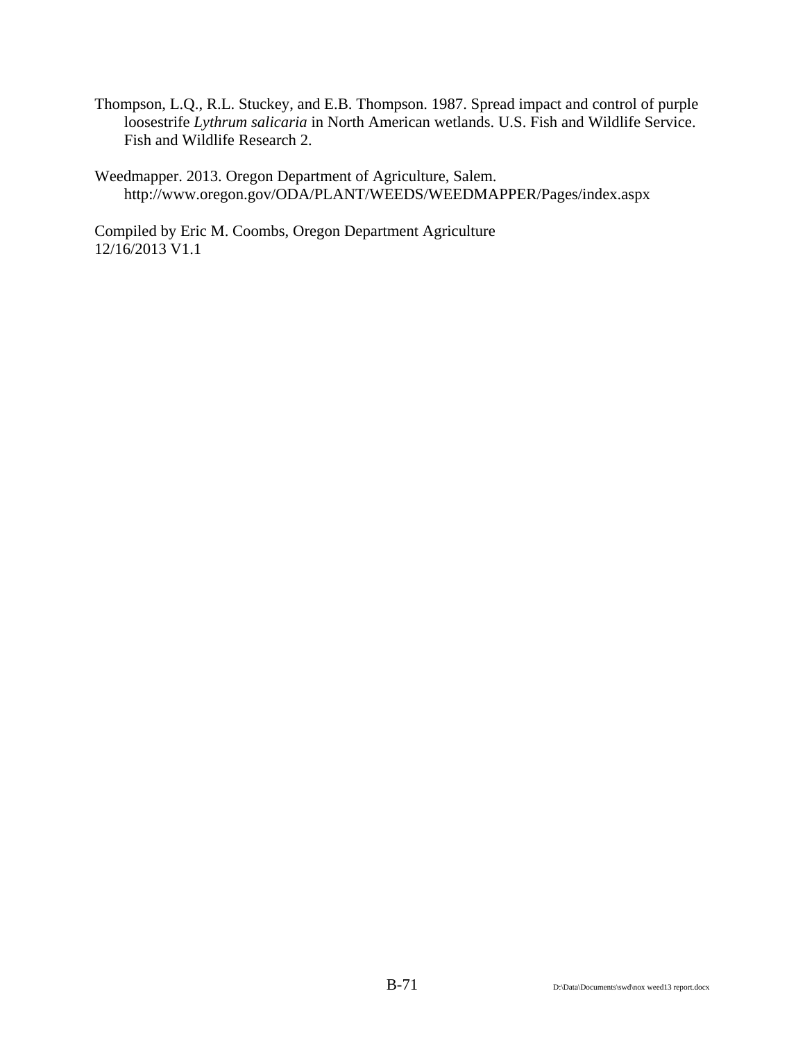Thompson, L.Q., R.L. Stuckey, and E.B. Thompson. 1987. Spread impact and control of purple loosestrife *Lythrum salicaria* in North American wetlands. U.S. Fish and Wildlife Service. Fish and Wildlife Research 2.

Weedmapper. 2013. Oregon Department of Agriculture, Salem. http://www.oregon.gov/ODA/PLANT/WEEDS/WEEDMAPPER/Pages/index.aspx

Compiled by Eric M. Coombs, Oregon Department Agriculture
12/16/2013 V1.1